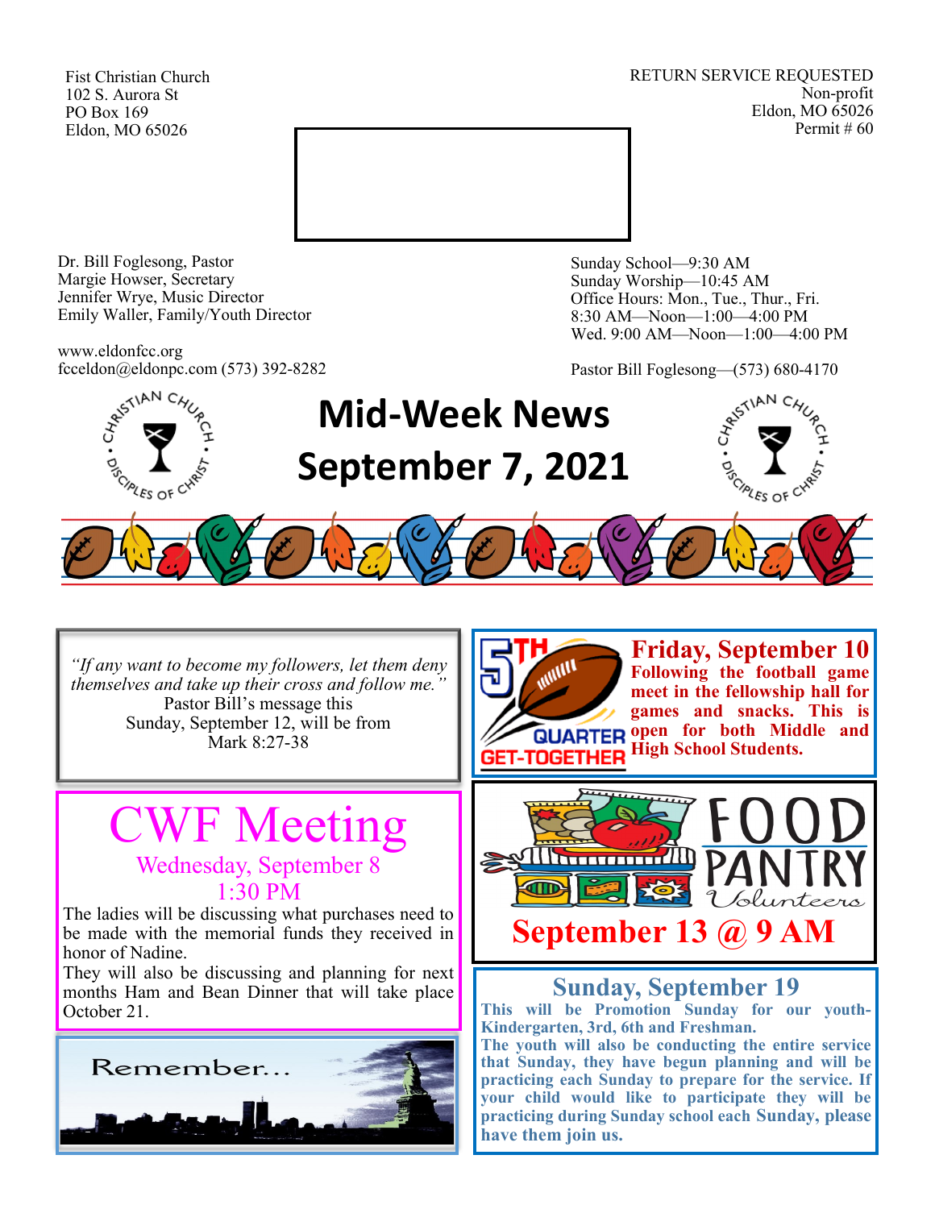Fist Christian Church
102 S. Aurora St
PO Box 169
Eldon, MO 65026

RETURN SERVICE REQUESTED
Non-profit
Eldon, MO 65026
Permit # 60

Dr. Bill Foglesong, Pastor
Margie Howser, Secretary
Jennifer Wrye, Music Director
Emily Waller, Family/Youth Director

www.eldonfcc.org
fcceldon@eldonpc.com (573) 392-8282

Sunday School—9:30 AM
Sunday Worship—10:45 AM
Office Hours: Mon., Tue., Thur., Fri.
8:30 AM—Noon—1:00—4:00 PM
Wed. 9:00 AM—Noon—1:00—4:00 PM

Pastor Bill Foglesong—(573) 680-4170

# Mid-Week News
# September 7, 2021

*"If any want to become my followers, let them deny themselves and take up their cross and follow me."*
Pastor Bill's message this Sunday, September 12, will be from Mark 8:27-38

## CWF Meeting

Wednesday, September 8
1:30 PM

The ladies will be discussing what purchases need to be made with the memorial funds they received in honor of Nadine.
They will also be discussing and planning for next months Ham and Bean Dinner that will take place October 21.

Remember...

## 5TH QUARTER GET-TOGETHER

**Friday, September 10**
**Following the football game meet in the fellowship hall for games and snacks. This is open for both Middle and High School Students.**

## FOOD PANTRY Volunteers

**September 13 @ 9 AM**

## Sunday, September 19

**This will be Promotion Sunday for our youth- Kindergarten, 3rd, 6th and Freshman.**
**The youth will also be conducting the entire service that Sunday, they have begun planning and will be practicing each Sunday to prepare for the service. If your child would like to participate they will be practicing during Sunday school each Sunday, please have them join us.**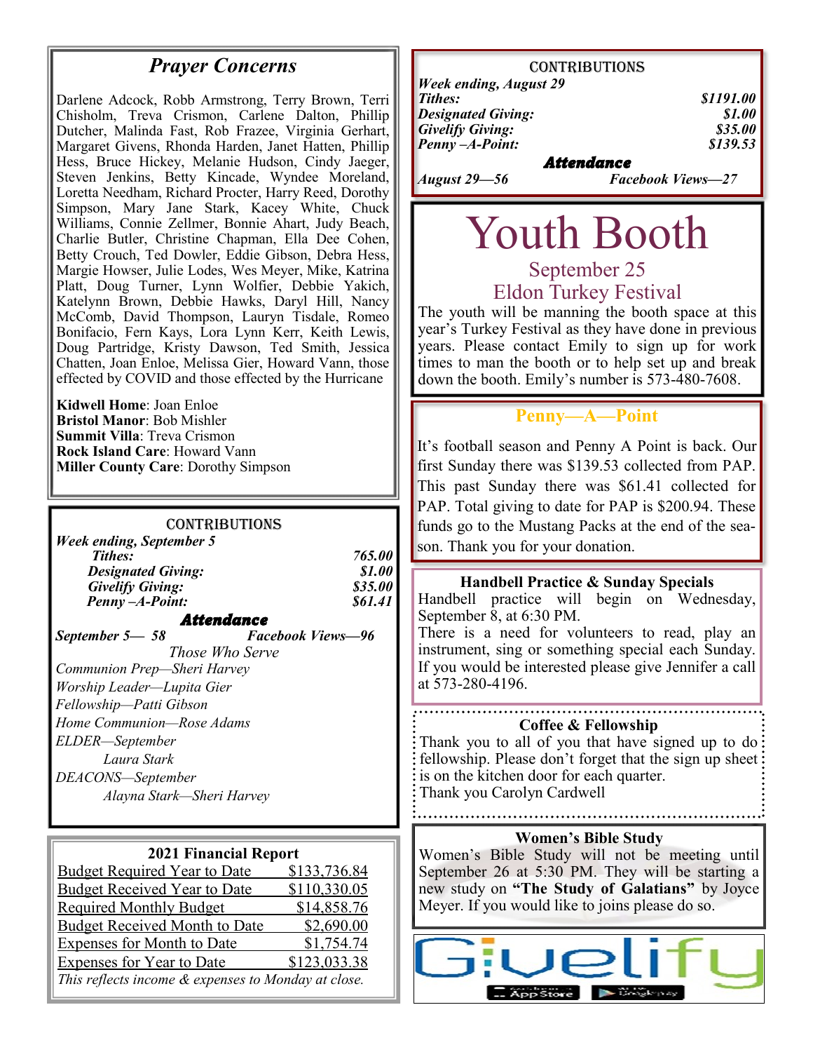## Prayer Concerns

Darlene Adcock, Robb Armstrong, Terry Brown, Terri Chisholm, Treva Crismon, Carlene Dalton, Phillip Dutcher, Malinda Fast, Rob Frazee, Virginia Gerhart, Margaret Givens, Rhonda Harden, Janet Hatten, Phillip Hess, Bruce Hickey, Melanie Hudson, Cindy Jaeger, Steven Jenkins, Betty Kincade, Wyndee Moreland, Loretta Needham, Richard Procter, Harry Reed, Dorothy Simpson, Mary Jane Stark, Kacey White, Chuck Williams, Connie Zellmer, Bonnie Ahart, Judy Beach, Charlie Butler, Christine Chapman, Ella Dee Cohen, Betty Crouch, Ted Dowler, Eddie Gibson, Debra Hess, Margie Howser, Julie Lodes, Wes Meyer, Mike, Katrina Platt, Doug Turner, Lynn Wolfier, Debbie Yakich, Katelynn Brown, Debbie Hawks, Daryl Hill, Nancy McComb, David Thompson, Lauryn Tisdale, Romeo Bonifacio, Fern Kays, Lora Lynn Kerr, Keith Lewis, Doug Partridge, Kristy Dawson, Ted Smith, Jessica Chatten, Joan Enloe, Melissa Gier, Howard Vann, those effected by COVID and those effected by the Hurricane

**Kidwell Home**: Joan Enloe
**Bristol Manor**: Bob Mishler
**Summit Villa**: Treva Crismon
**Rock Island Care**: Howard Vann
**Miller County Care**: Dorothy Simpson

### CONTRIBUTIONS

***Week ending, September 5***

| | |
|---|---|
| ***Tithes:*** | ***765.00*** |
| ***Designated Giving:*** | ***$1.00*** |
| ***Givelify Giving:*** | ***$35.00*** |
| ***Penny –A-Point:*** | ***$61.41*** |

***Attendance***

***September 5— 58*** ***Facebook Views—96***

*Those Who Serve*

*Communion Prep—Sheri Harvey*
*Worship Leader—Lupita Gier*
*Fellowship—Patti Gibson*
*Home Communion—Rose Adams*
*ELDER—September*
*Laura Stark*
*DEACONS—September*
*Alayna Stark—Sheri Harvey*

### 2021 Financial Report

| | |
|---|---|
| Budget Required Year to Date | $133,736.84 |
| Budget Received Year to Date | $110,330.05 |
| Required Monthly Budget | $14,858.76 |
| Budget Received Month to Date | $2,690.00 |
| Expenses for Month to Date | $1,754.74 |
| Expenses for Year to Date | $123,033.38 |

*This reflects income & expenses to Monday at close.*

### CONTRIBUTIONS

***Week ending, August 29***

| | |
|---|---|
| ***Tithes:*** | ***$1191.00*** |
| ***Designated Giving:*** | ***$1.00*** |
| ***Givelify Giving:*** | ***$35.00*** |
| ***Penny –A-Point:*** | ***$139.53*** |

***Attendance***

***August 29—56*** ***Facebook Views—27***

# Youth Booth

### September 25
### Eldon Turkey Festival

The youth will be manning the booth space at this year's Turkey Festival as they have done in previous years. Please contact Emily to sign up for work times to man the booth or to help set up and break down the booth. Emily's number is 573-480-7608.

### Penny—A—Point

It's football season and Penny A Point is back. Our first Sunday there was $139.53 collected from PAP. This past Sunday there was $61.41 collected for PAP. Total giving to date for PAP is $200.94. These funds go to the Mustang Packs at the end of the season. Thank you for your donation.

### Handbell Practice & Sunday Specials

Handbell practice will begin on Wednesday, September 8, at 6:30 PM.
There is a need for volunteers to read, play an instrument, sing or something special each Sunday. If you would be interested please give Jennifer a call at 573-280-4196.

### Coffee & Fellowship

Thank you to all of you that have signed up to do fellowship. Please don't forget that the sign up sheet is on the kitchen door for each quarter.
Thank you Carolyn Cardwell

### Women's Bible Study

Women's Bible Study will not be meeting until September 26 at 5:30 PM. They will be starting a new study on **"The Study of Galatians"** by Joyce Meyer. If you would like to joins please do so.

Givelify